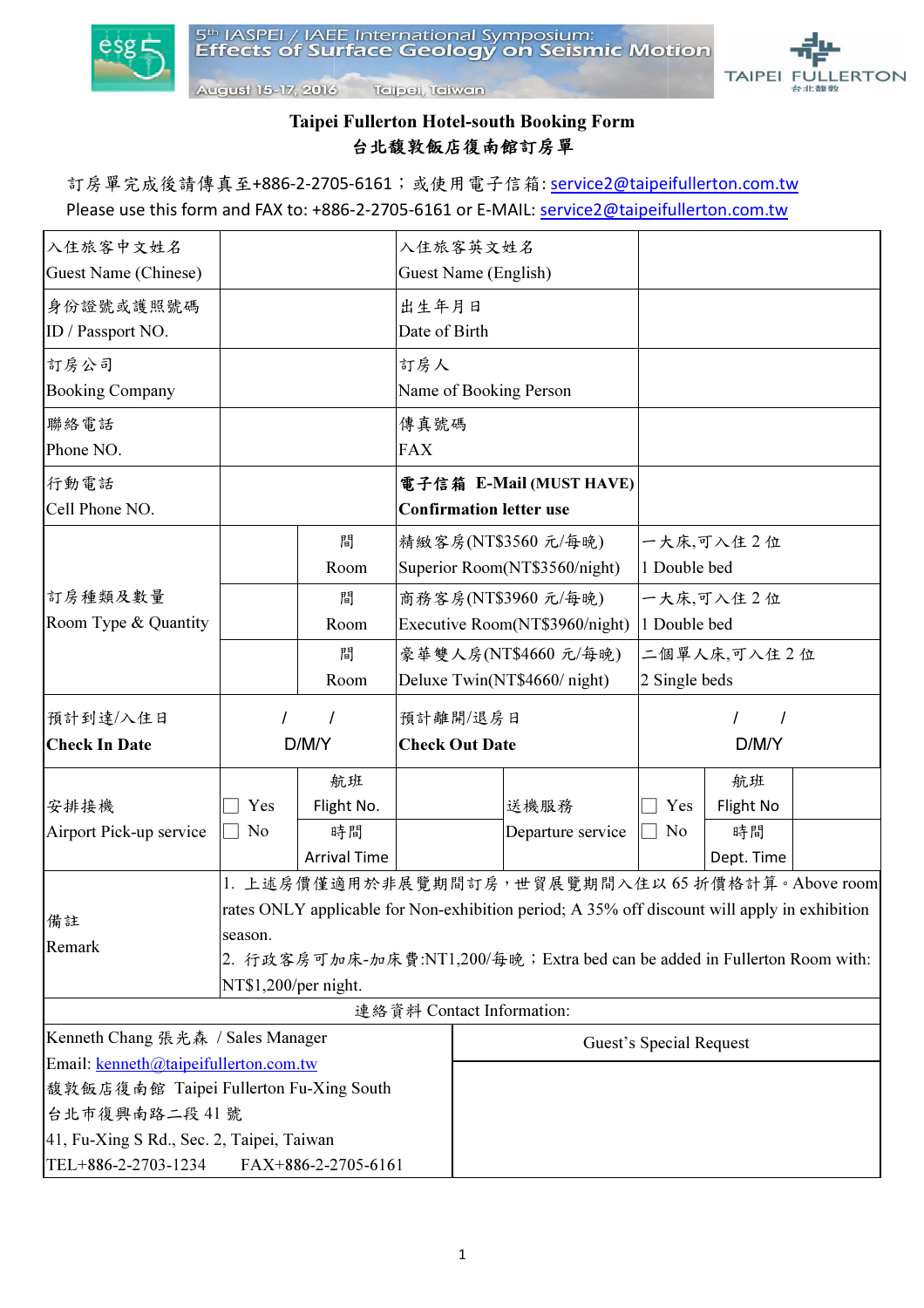5th IASPEI / IAEE International Symposium: Effects of Surface Geology on Seismic Motion

August 15-17, 2016 Taipei, Taiwan

TAIPEI FULLERTON 台北馥敦

# Taipei Fullerton Hotel-south Booking Form
# 台北馥敦飯店復南館訂房單

訂房單完成後請傳真至+886-2-2705-6161；或使用電子信箱: service2@taipeifullerton.com.tw

Please use this form and FAX to: +886-2-2705-6161 or E-MAIL: service2@taipeifullerton.com.tw

| | | | | | | |
|---|---|---|---|---|---|---|
| 入住旅客中文姓名<br>Guest Name (Chinese) | | | 入住旅客英文姓名<br>Guest Name (English) | | | |
| 身份證號或護照號碼<br>ID / Passport NO. | | | 出生年月日<br>Date of Birth | | | |
| 訂房公司<br>Booking Company | | | 訂房人<br>Name of Booking Person | | | |
| 聯絡電話<br>Phone NO. | | | 傳真號碼<br>FAX | | | |
| 行動電話<br>Cell Phone NO. | | | **電子信箱 E-Mail (MUST HAVE)<br>Confirmation letter use** | | | |
| 訂房種類及數量<br>Room Type & Quantity | | 間<br>Room | 精緻客房(NT$3560 元/每晚)<br>Superior Room(NT$3560/night) | | 一大床,可入住 2 位<br>1 Double bed | |
| | | 間<br>Room | 商務客房(NT$3960 元/每晚)<br>Executive Room(NT$3960/night) | | 一大床,可入住 2 位<br>1 Double bed | |
| | | 間<br>Room | 豪華雙人房(NT$4660 元/每晚)<br>Deluxe Twin(NT$4660/ night) | | 二個單人床,可入住 2 位<br>2 Single beds | |
| 預計到達/入住日<br>**Check In Date** | / / D/M/Y | | 預計離開/退房日<br>**Check Out Date** | | / / D/M/Y | |
| 安排接機<br>Airport Pick-up service | ☐ Yes<br>☐ No | 航班 Flight No.<br>時間 Arrival Time | | 送機服務<br>Departure service | ☐ Yes<br>☐ No | 航班 Flight No<br>時間 Dept. Time |
| 備註<br>Remark | 1. 上述房價僅適用於非展覽期間訂房，世貿展覽期間入住以 65 折價格計算。Above room rates ONLY applicable for Non-exhibition period; A 35% off discount will apply in exhibition season.<br>2. 行政客房可加床-加床費:NT1,200/每晚；Extra bed can be added in Fullerton Room with: NT$1,200/per night. | | | | | |

| 連絡資料 Contact Information: | |
|---|---|
| Kenneth Chang 張光森 / Sales Manager<br>Email: kenneth@taipeifullerton.com.tw<br>馥敦飯店復南館 Taipei Fullerton Fu-Xing South<br>台北市復興南路二段 41 號<br>41, Fu-Xing S Rd., Sec. 2, Taipei, Taiwan<br>TEL+886-2-2703-1234 FAX+886-2-2705-6161 | Guest's Special Request |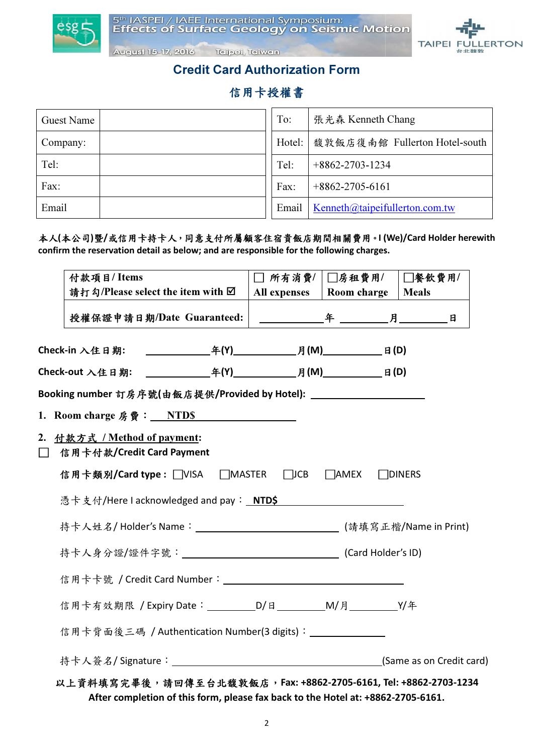5th IASPEI / IAEE International Symposium: Effects of Surface Geology on Seismic Motion
August 15-17, 2016 Taipei, Taiwan

TAIPEI FULLERTON 台北馥敦

# Credit Card Authorization Form

## 信用卡授權書

| | | | |
|---|---|---|---|
| Guest Name | | To: | 張光森 Kenneth Chang |
| Company: | | Hotel: | 馥敦飯店復南館 Fullerton Hotel-south |
| Tel: | | Tel: | +8862-2703-1234 |
| Fax: | | Fax: | +8862-2705-6161 |
| Email | | Email | Kenneth@taipeifullerton.com.tw |

**本人(本公司)暨/或信用卡持卡人，同意支付所屬顧客住宿貴飯店期間相關費用。I (We)/Card Holder herewith confirm the reservation detail as below; and are responsible for the following charges.**

| | | | |
|---|---|---|---|
| **付款項目/ Items 請打勾/Please select the item with ☑** | ☐ 所有消費/ All expenses | ☐房租費用/ Room charge | ☐餐飲費用/ Meals |
| **授權保證申請日期/Date Guaranteed:** | ________年 ________月________日 | | |

**Check-in 入住日期:** ________年(Y)________月(M)________日(D)

**Check-out 入住日期:** ________年(Y)________月(M)________日(D)

**Booking number 訂房序號(由飯店提供/Provided by Hotel):** ________________

1. **Room charge 房費：NTD$** ________________

2. **付款方式 / Method of payment:**

☐ **信用卡付款/Credit Card Payment**

**信用卡類別/Card type：** ☐VISA ☐MASTER ☐JCB ☐AMEX ☐DINERS

憑卡支付/Here I acknowledged and pay：**NTD$** ________________

持卡人姓名/ Holder's Name：________________ (請填寫正楷/Name in Print)

持卡人身分證/證件字號：________________ (Card Holder's ID)

信用卡卡號 / Credit Card Number：________________

信用卡有效期限 / Expiry Date：________D/日________M/月________Y/年

信用卡背面後三碼 / Authentication Number(3 digits)：________________

持卡人簽名/ Signature：________________(Same as on Credit card)

**以上資料填寫完畢後，請回傳至台北馥敦飯店，Fax: +8862-2705-6161, Tel: +8862-2703-1234**
**After completion of this form, please fax back to the Hotel at: +8862-2705-6161.**